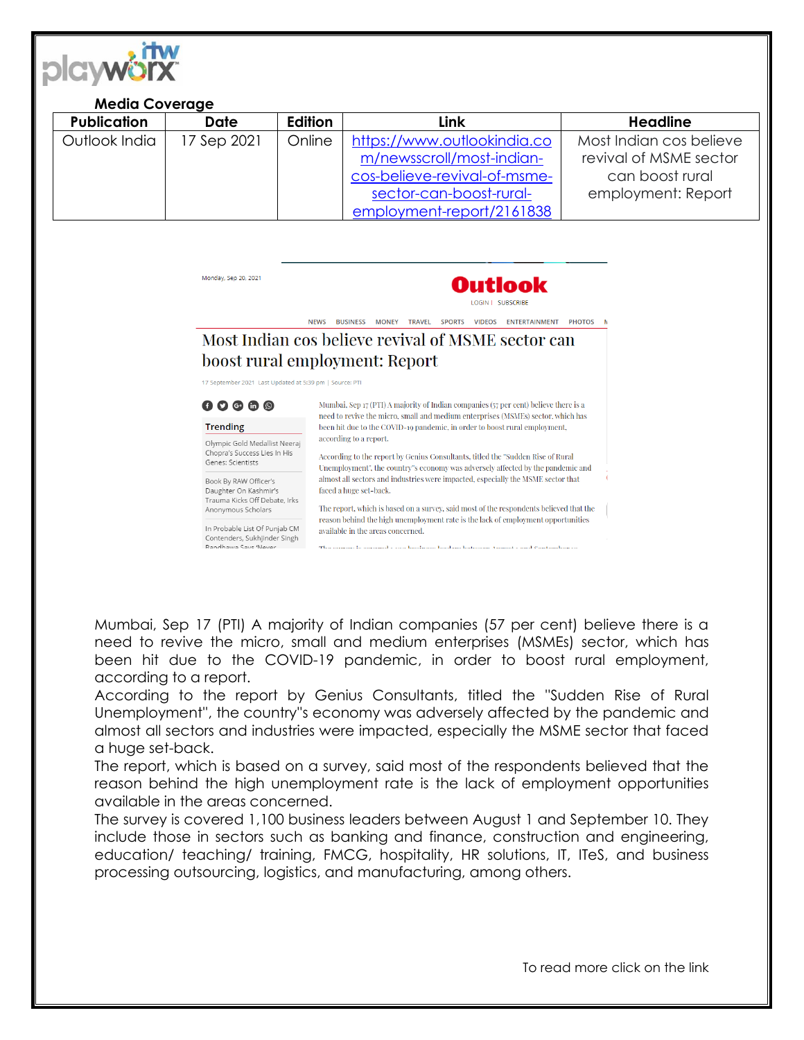**Media Coverage**

| Publication | Date | Edition | Link | Headline |
|---|---|---|---|---|
| Outlook India | 17 Sep 2021 | Online | https://www.outlookindia.com/newsscroll/most-indian-cos-believe-revival-of-msme-sector-can-boost-rural-employment-report/2161838 | Most Indian cos believe revival of MSME sector can boost rural employment: Report |

Mumbai, Sep 17 (PTI) A majority of Indian companies (57 per cent) believe there is a need to revive the micro, small and medium enterprises (MSMEs) sector, which has been hit due to the COVID-19 pandemic, in order to boost rural employment, according to a report.

According to the report by Genius Consultants, titled the "Sudden Rise of Rural Unemployment", the country"s economy was adversely affected by the pandemic and almost all sectors and industries were impacted, especially the MSME sector that faced a huge set-back.

The report, which is based on a survey, said most of the respondents believed that the reason behind the high unemployment rate is the lack of employment opportunities available in the areas concerned.

The survey is covered 1,100 business leaders between August 1 and September 10. They include those in sectors such as banking and finance, construction and engineering, education/ teaching/ training, FMCG, hospitality, HR solutions, IT, ITeS, and business processing outsourcing, logistics, and manufacturing, among others.

To read more click on the link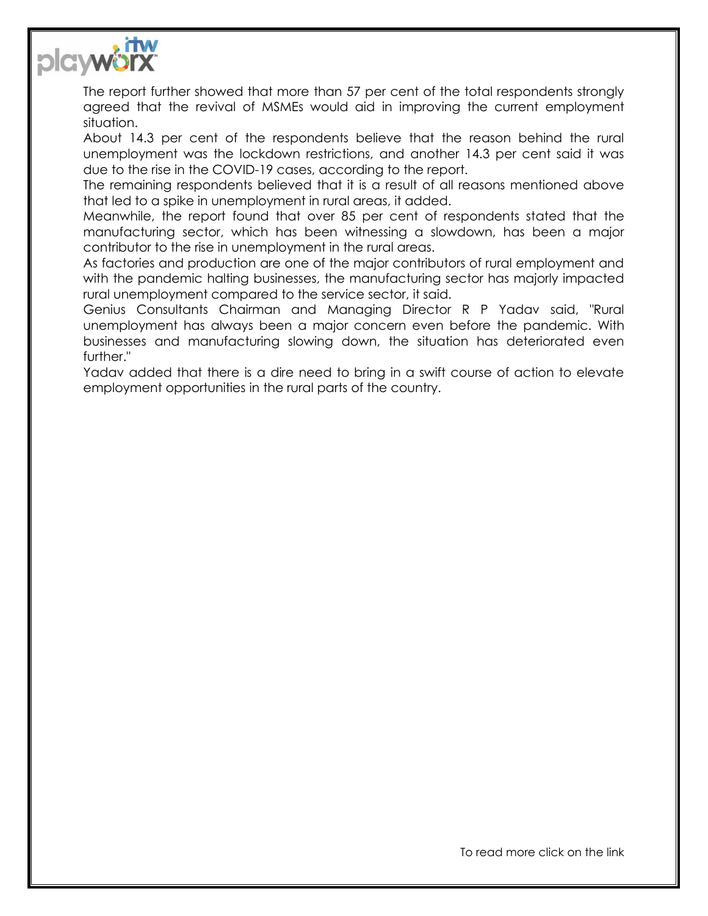The report further showed that more than 57 per cent of the total respondents strongly agreed that the revival of MSMEs would aid in improving the current employment situation.

About 14.3 per cent of the respondents believe that the reason behind the rural unemployment was the lockdown restrictions, and another 14.3 per cent said it was due to the rise in the COVID-19 cases, according to the report.

The remaining respondents believed that it is a result of all reasons mentioned above that led to a spike in unemployment in rural areas, it added.

Meanwhile, the report found that over 85 per cent of respondents stated that the manufacturing sector, which has been witnessing a slowdown, has been a major contributor to the rise in unemployment in the rural areas.

As factories and production are one of the major contributors of rural employment and with the pandemic halting businesses, the manufacturing sector has majorly impacted rural unemployment compared to the service sector, it said.

Genius Consultants Chairman and Managing Director R P Yadav said, "Rural unemployment has always been a major concern even before the pandemic. With businesses and manufacturing slowing down, the situation has deteriorated even further."

Yadav added that there is a dire need to bring in a swift course of action to elevate employment opportunities in the rural parts of the country.

To read more click on the link